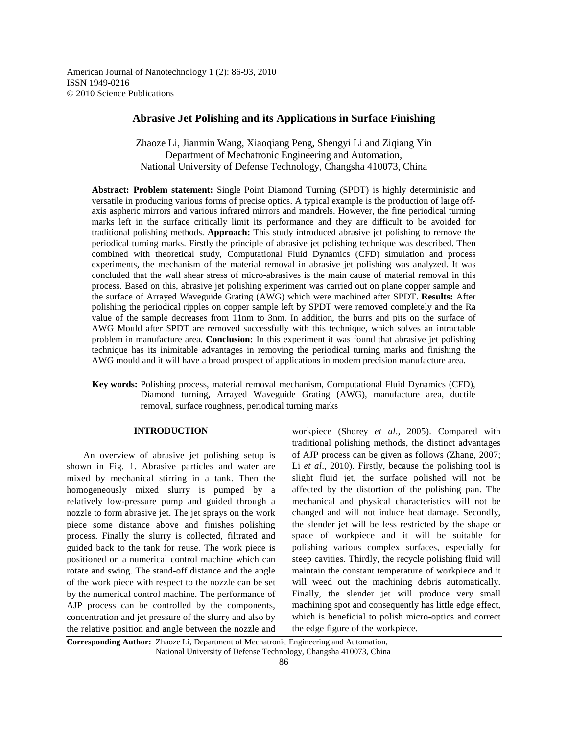# Abrasive Jet Polishing and its Applications in Surface Finishing

Zhaoze Li, Jianmin Wang, Xiaoqiang Peng, Shengyi Li and Ziqiang Yin
Department of Mechatronic Engineering and Automation,
National University of Defense Technology, Changsha 410073, China

**Abstract: Problem statement:** Single Point Diamond Turning (SPDT) is highly deterministic and versatile in producing various forms of precise optics. A typical example is the production of large off-axis aspheric mirrors and various infrared mirrors and mandrels. However, the fine periodical turning marks left in the surface critically limit its performance and they are difficult to be avoided for traditional polishing methods. **Approach:** This study introduced abrasive jet polishing to remove the periodical turning marks. Firstly the principle of abrasive jet polishing technique was described. Then combined with theoretical study, Computational Fluid Dynamics (CFD) simulation and process experiments, the mechanism of the material removal in abrasive jet polishing was analyzed. It was concluded that the wall shear stress of micro-abrasives is the main cause of material removal in this process. Based on this, abrasive jet polishing experiment was carried out on plane copper sample and the surface of Arrayed Waveguide Grating (AWG) which were machined after SPDT. **Results:** After polishing the periodical ripples on copper sample left by SPDT were removed completely and the Ra value of the sample decreases from 11nm to 3nm. In addition, the burrs and pits on the surface of AWG Mould after SPDT are removed successfully with this technique, which solves an intractable problem in manufacture area. **Conclusion:** In this experiment it was found that abrasive jet polishing technique has its inimitable advantages in removing the periodical turning marks and finishing the AWG mould and it will have a broad prospect of applications in modern precision manufacture area.

**Key words:** Polishing process, material removal mechanism, Computational Fluid Dynamics (CFD), Diamond turning, Arrayed Waveguide Grating (AWG), manufacture area, ductile removal, surface roughness, periodical turning marks

## INTRODUCTION

An overview of abrasive jet polishing setup is shown in Fig. 1. Abrasive particles and water are mixed by mechanical stirring in a tank. Then the homogeneously mixed slurry is pumped by a relatively low-pressure pump and guided through a nozzle to form abrasive jet. The jet sprays on the work piece some distance above and finishes polishing process. Finally the slurry is collected, filtrated and guided back to the tank for reuse. The work piece is positioned on a numerical control machine which can rotate and swing. The stand-off distance and the angle of the work piece with respect to the nozzle can be set by the numerical control machine. The performance of AJP process can be controlled by the components, concentration and jet pressure of the slurry and also by the relative position and angle between the nozzle and workpiece (Shorey *et al*., 2005). Compared with traditional polishing methods, the distinct advantages of AJP process can be given as follows (Zhang, 2007; Li *et al*., 2010). Firstly, because the polishing tool is slight fluid jet, the surface polished will not be affected by the distortion of the polishing pan. The mechanical and physical characteristics will not be changed and will not induce heat damage. Secondly, the slender jet will be less restricted by the shape or space of workpiece and it will be suitable for polishing various complex surfaces, especially for steep cavities. Thirdly, the recycle polishing fluid will maintain the constant temperature of workpiece and it will weed out the machining debris automatically. Finally, the slender jet will produce very small machining spot and consequently has little edge effect, which is beneficial to polish micro-optics and correct the edge figure of the workpiece.

**Corresponding Author:** Zhaoze Li, Department of Mechatronic Engineering and Automation, National University of Defense Technology, Changsha 410073, China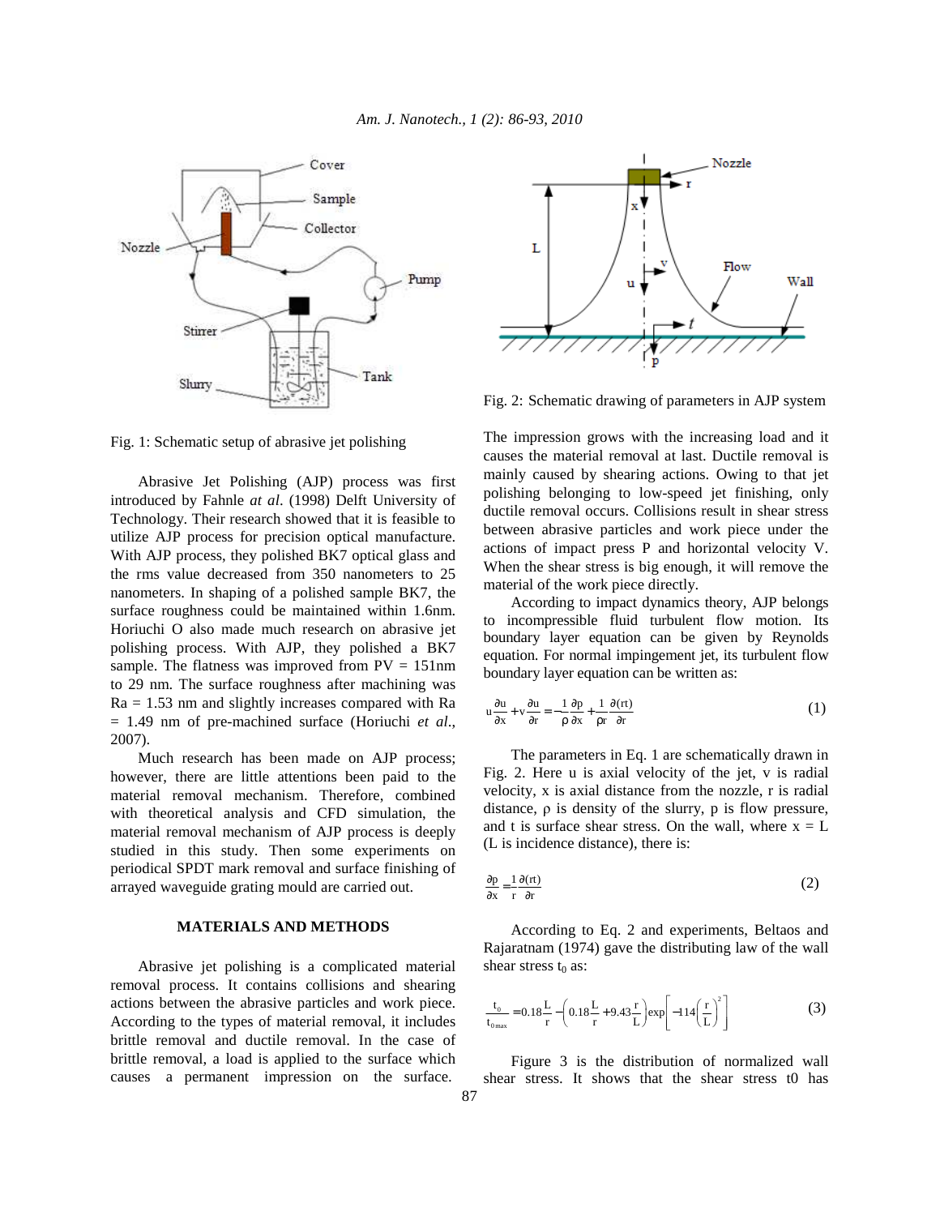Fig. 1: Schematic setup of abrasive jet polishing

Abrasive Jet Polishing (AJP) process was first introduced by Fahnle *at al*. (1998) Delft University of Technology. Their research showed that it is feasible to utilize AJP process for precision optical manufacture. With AJP process, they polished BK7 optical glass and the rms value decreased from 350 nanometers to 25 nanometers. In shaping of a polished sample BK7, the surface roughness could be maintained within 1.6nm. Horiuchi O also made much research on abrasive jet polishing process. With AJP, they polished a BK7 sample. The flatness was improved from PV = 151nm to 29 nm. The surface roughness after machining was Ra = 1.53 nm and slightly increases compared with Ra = 1.49 nm of pre-machined surface (Horiuchi *et al*., 2007).

Much research has been made on AJP process; however, there are little attentions been paid to the material removal mechanism. Therefore, combined with theoretical analysis and CFD simulation, the material removal mechanism of AJP process is deeply studied in this study. Then some experiments on periodical SPDT mark removal and surface finishing of arrayed waveguide grating mould are carried out.

## MATERIALS AND METHODS

Abrasive jet polishing is a complicated material removal process. It contains collisions and shearing actions between the abrasive particles and work piece. According to the types of material removal, it includes brittle removal and ductile removal. In the case of brittle removal, a load is applied to the surface which causes a permanent impression on the surface. The impression grows with the increasing load and it causes the material removal at last. Ductile removal is mainly caused by shearing actions. Owing to that jet polishing belonging to low-speed jet finishing, only ductile removal occurs. Collisions result in shear stress between abrasive particles and work piece under the actions of impact press P and horizontal velocity V. When the shear stress is big enough, it will remove the material of the work piece directly.

Fig. 2: Schematic drawing of parameters in AJP system

According to impact dynamics theory, AJP belongs to incompressible fluid turbulent flow motion. Its boundary layer equation can be given by Reynolds equation. For normal impingement jet, its turbulent flow boundary layer equation can be written as:

$$u\frac{\partial u}{\partial x}+v\frac{\partial u}{\partial r}=-\frac{1}{\rho}\frac{\partial p}{\partial x}+\frac{1}{\rho r}\frac{\partial (rt)}{\partial r} \tag{1}$$

The parameters in Eq. 1 are schematically drawn in Fig. 2. Here u is axial velocity of the jet, v is radial velocity, x is axial distance from the nozzle, r is radial distance, ρ is density of the slurry, p is flow pressure, and t is surface shear stress. On the wall, where x = L (L is incidence distance), there is:

$$\frac{\partial p}{\partial x}=\frac{1}{r}\frac{\partial (rt)}{\partial r} \tag{2}$$

According to Eq. 2 and experiments, Beltaos and Rajaratnam (1974) gave the distributing law of the wall shear stress $t_0$ as:

$$\frac{t_0}{t_{0\max}}=0.18\frac{L}{r}-\left(0.18\frac{L}{r}+9.43\frac{r}{L}\right)\exp\left[-114\left(\frac{r}{L}\right)^2\right] \tag{3}$$

Figure 3 is the distribution of normalized wall shear stress. It shows that the shear stress t0 has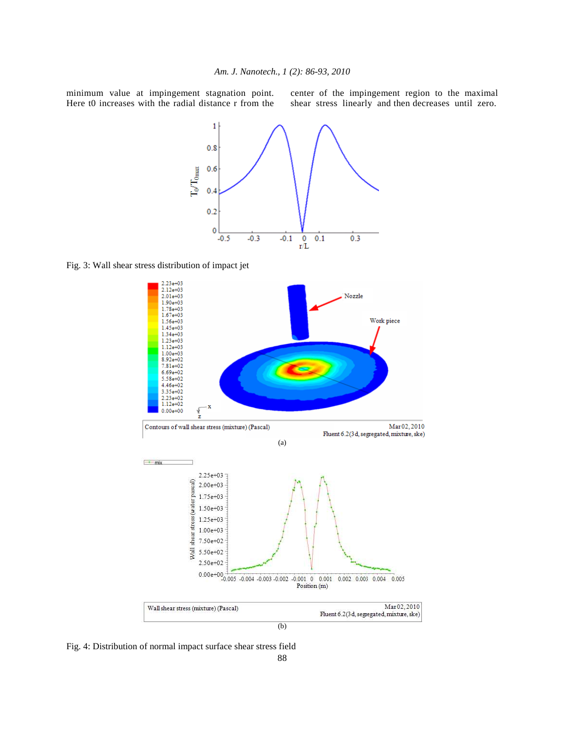minimum value at impingement stagnation point. Here t0 increases with the radial distance r from the center of the impingement region to the maximal shear stress linearly and then decreases until zero.

Fig. 3: Wall shear stress distribution of impact jet

(a)

(b)

Fig. 4: Distribution of normal impact surface shear stress field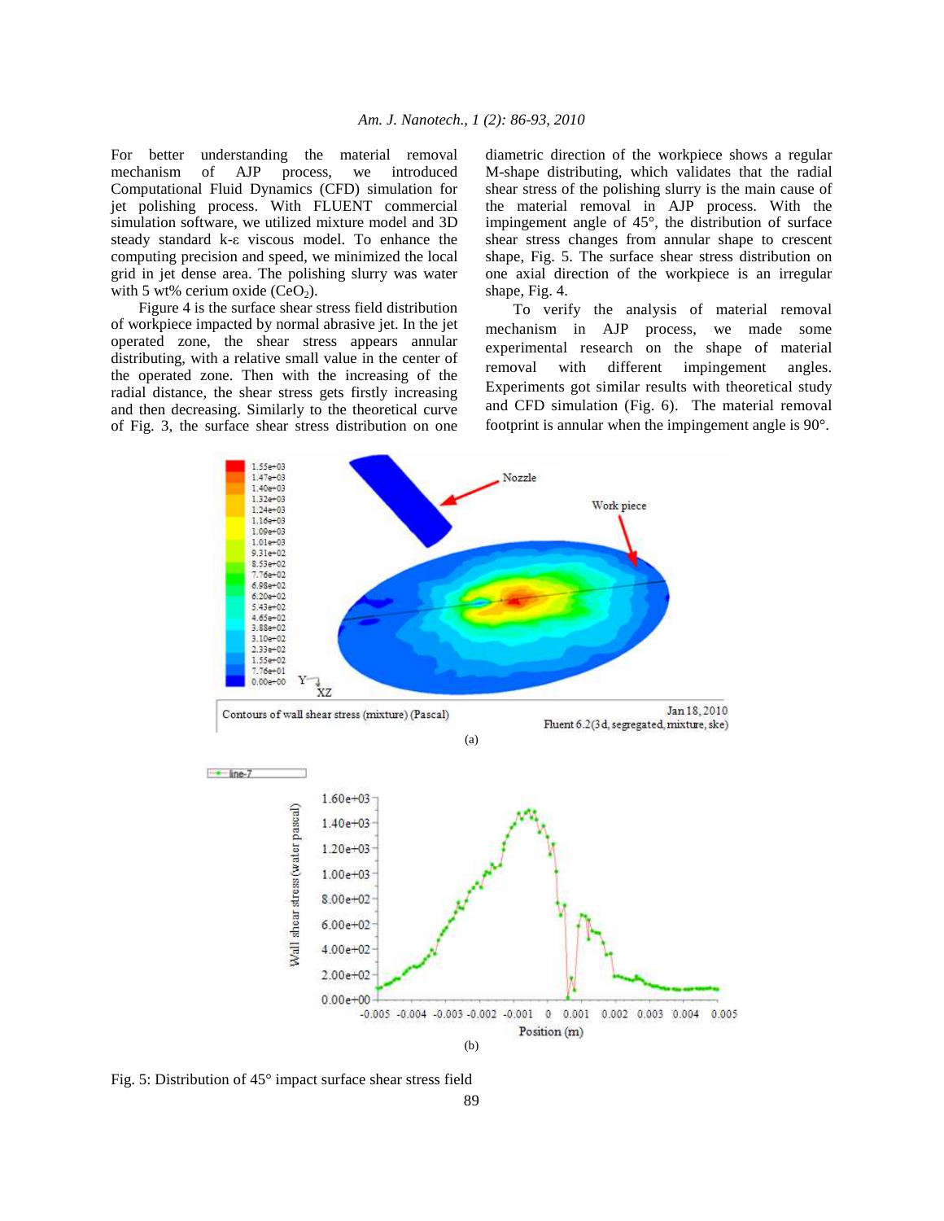For better understanding the material removal mechanism of AJP process, we introduced Computational Fluid Dynamics (CFD) simulation for jet polishing process. With FLUENT commercial simulation software, we utilized mixture model and 3D steady standard k-ε viscous model. To enhance the computing precision and speed, we minimized the local grid in jet dense area. The polishing slurry was water with 5 wt% cerium oxide ($CeO_2$).

Figure 4 is the surface shear stress field distribution of workpiece impacted by normal abrasive jet. In the jet operated zone, the shear stress appears annular distributing, with a relative small value in the center of the operated zone. Then with the increasing of the radial distance, the shear stress gets firstly increasing and then decreasing. Similarly to the theoretical curve of Fig. 3, the surface shear stress distribution on one diametric direction of the workpiece shows a regular M-shape distributing, which validates that the radial shear stress of the polishing slurry is the main cause of the material removal in AJP process. With the impingement angle of 45°, the distribution of surface shear stress changes from annular shape to crescent shape, Fig. 5. The surface shear stress distribution on one axial direction of the workpiece is an irregular shape, Fig. 4.

To verify the analysis of material removal mechanism in AJP process, we made some experimental research on the shape of material removal with different impingement angles. Experiments got similar results with theoretical study and CFD simulation (Fig. 6). The material removal footprint is annular when the impingement angle is 90°.

(a)

(b)

Fig. 5: Distribution of 45° impact surface shear stress field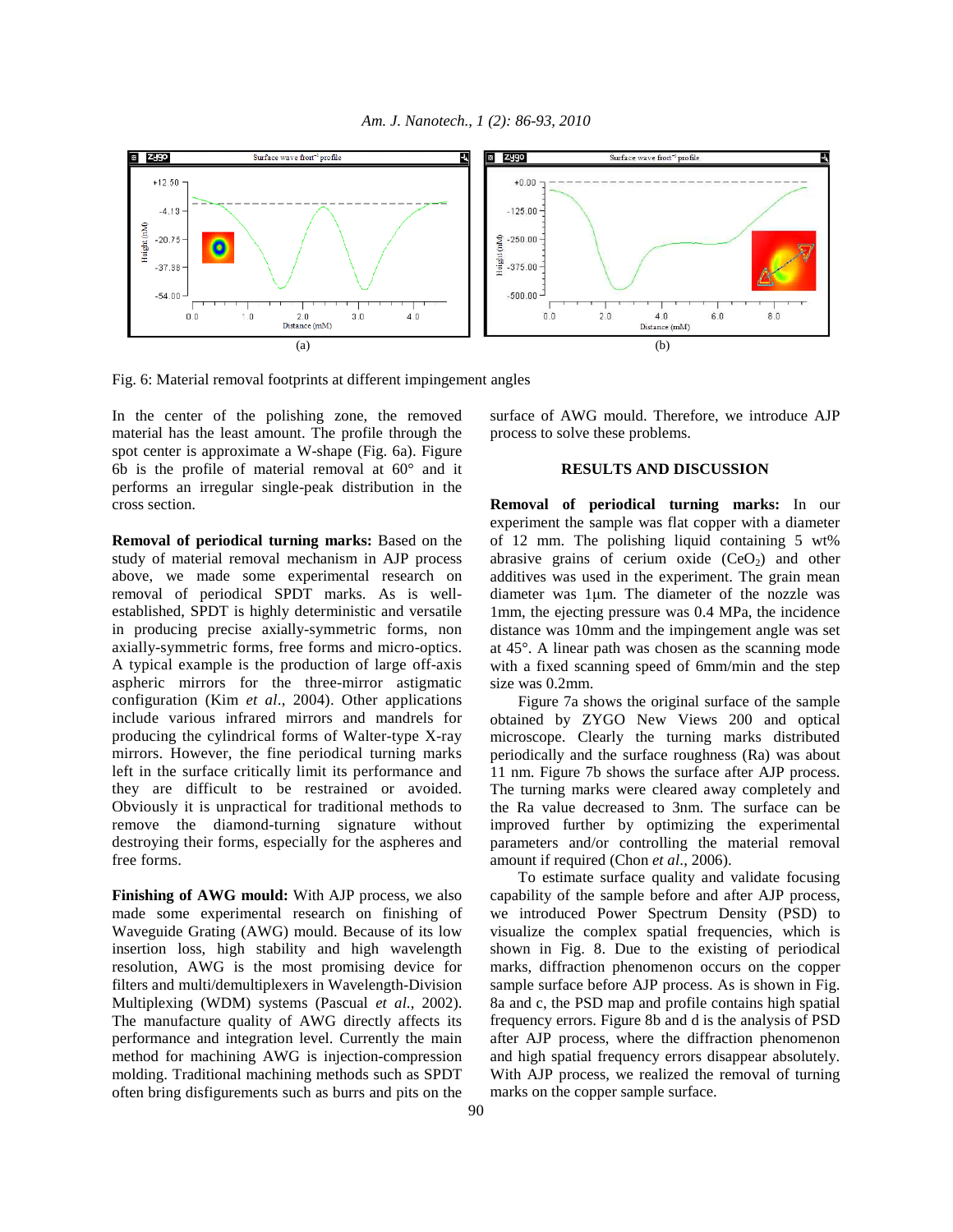Fig. 6: Material removal footprints at different impingement angles

In the center of the polishing zone, the removed material has the least amount. The profile through the spot center is approximate a W-shape (Fig. 6a). Figure 6b is the profile of material removal at 60° and it performs an irregular single-peak distribution in the cross section.

**Removal of periodical turning marks:** Based on the study of material removal mechanism in AJP process above, we made some experimental research on removal of periodical SPDT marks. As is well-established, SPDT is highly deterministic and versatile in producing precise axially-symmetric forms, non axially-symmetric forms, free forms and micro-optics. A typical example is the production of large off-axis aspheric mirrors for the three-mirror astigmatic configuration (Kim *et al*., 2004). Other applications include various infrared mirrors and mandrels for producing the cylindrical forms of Walter-type X-ray mirrors. However, the fine periodical turning marks left in the surface critically limit its performance and they are difficult to be restrained or avoided. Obviously it is unpractical for traditional methods to remove the diamond-turning signature without destroying their forms, especially for the aspheres and free forms.

**Finishing of AWG mould:** With AJP process, we also made some experimental research on finishing of Waveguide Grating (AWG) mould. Because of its low insertion loss, high stability and high wavelength resolution, AWG is the most promising device for filters and multi/demultiplexers in Wavelength-Division Multiplexing (WDM) systems (Pascual *et al*., 2002). The manufacture quality of AWG directly affects its performance and integration level. Currently the main method for machining AWG is injection-compression molding. Traditional machining methods such as SPDT often bring disfigurements such as burrs and pits on the surface of AWG mould. Therefore, we introduce AJP process to solve these problems.

## RESULTS AND DISCUSSION

**Removal of periodical turning marks:** In our experiment the sample was flat copper with a diameter of 12 mm. The polishing liquid containing 5 wt% abrasive grains of cerium oxide ($CeO_2$) and other additives was used in the experiment. The grain mean diameter was 1μm. The diameter of the nozzle was 1mm, the ejecting pressure was 0.4 MPa, the incidence distance was 10mm and the impingement angle was set at 45°. A linear path was chosen as the scanning mode with a fixed scanning speed of 6mm/min and the step size was 0.2mm.

Figure 7a shows the original surface of the sample obtained by ZYGO New Views 200 and optical microscope. Clearly the turning marks distributed periodically and the surface roughness (Ra) was about 11 nm. Figure 7b shows the surface after AJP process. The turning marks were cleared away completely and the Ra value decreased to 3nm. The surface can be improved further by optimizing the experimental parameters and/or controlling the material removal amount if required (Chon *et al*., 2006).

To estimate surface quality and validate focusing capability of the sample before and after AJP process, we introduced Power Spectrum Density (PSD) to visualize the complex spatial frequencies, which is shown in Fig. 8. Due to the existing of periodical marks, diffraction phenomenon occurs on the copper sample surface before AJP process. As is shown in Fig. 8a and c, the PSD map and profile contains high spatial frequency errors. Figure 8b and d is the analysis of PSD after AJP process, where the diffraction phenomenon and high spatial frequency errors disappear absolutely. With AJP process, we realized the removal of turning marks on the copper sample surface.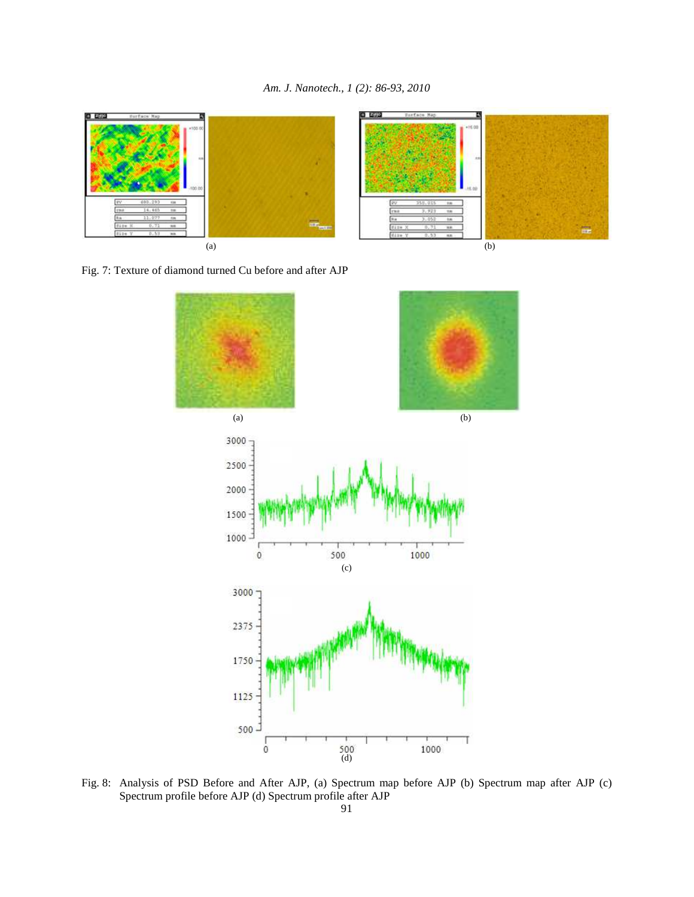(a)

(b)

Fig. 7: Texture of diamond turned Cu before and after AJP

(a)

(b)

(c)

(d)

Fig. 8: Analysis of PSD Before and After AJP, (a) Spectrum map before AJP (b) Spectrum map after AJP (c) Spectrum profile before AJP (d) Spectrum profile after AJP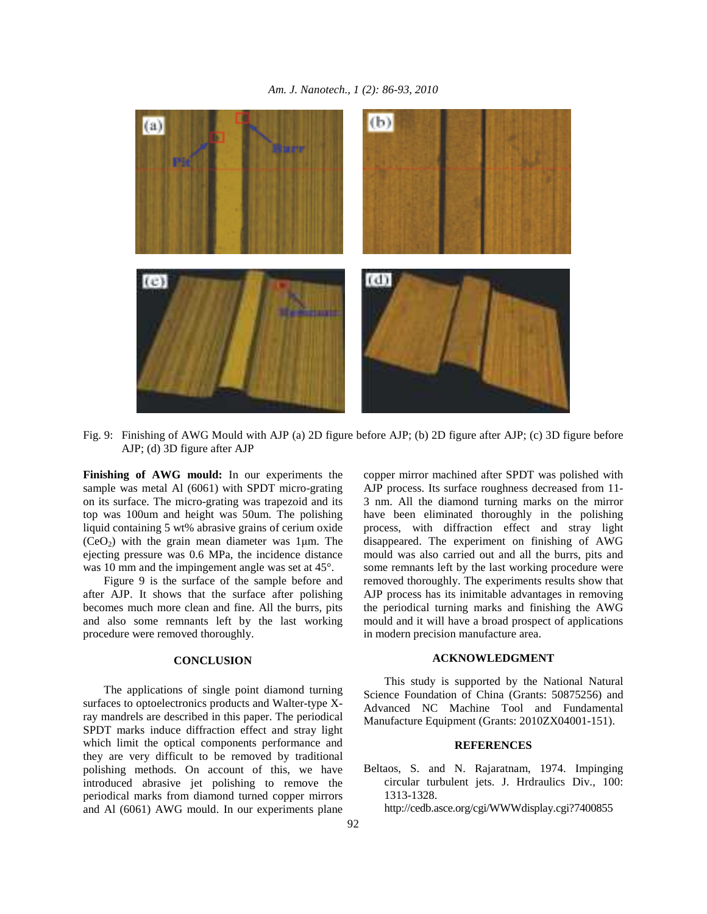Fig. 9: Finishing of AWG Mould with AJP (a) 2D figure before AJP; (b) 2D figure after AJP; (c) 3D figure before AJP; (d) 3D figure after AJP

**Finishing of AWG mould:** In our experiments the sample was metal Al (6061) with SPDT micro-grating on its surface. The micro-grating was trapezoid and its top was 100um and height was 50um. The polishing liquid containing 5 wt% abrasive grains of cerium oxide ($CeO_2$) with the grain mean diameter was 1μm. The ejecting pressure was 0.6 MPa, the incidence distance was 10 mm and the impingement angle was set at 45°.

Figure 9 is the surface of the sample before and after AJP. It shows that the surface after polishing becomes much more clean and fine. All the burrs, pits and also some remnants left by the last working procedure were removed thoroughly.

## CONCLUSION

The applications of single point diamond turning surfaces to optoelectronics products and Walter-type X-ray mandrels are described in this paper. The periodical SPDT marks induce diffraction effect and stray light which limit the optical components performance and they are very difficult to be removed by traditional polishing methods. On account of this, we have introduced abrasive jet polishing to remove the periodical marks from diamond turned copper mirrors and Al (6061) AWG mould. In our experiments plane copper mirror machined after SPDT was polished with AJP process. Its surface roughness decreased from 11-3 nm. All the diamond turning marks on the mirror have been eliminated thoroughly in the polishing process, with diffraction effect and stray light disappeared. The experiment on finishing of AWG mould was also carried out and all the burrs, pits and some remnants left by the last working procedure were removed thoroughly. The experiments results show that AJP process has its inimitable advantages in removing the periodical turning marks and finishing the AWG mould and it will have a broad prospect of applications in modern precision manufacture area.

## ACKNOWLEDGMENT

This study is supported by the National Natural Science Foundation of China (Grants: 50875256) and Advanced NC Machine Tool and Fundamental Manufacture Equipment (Grants: 2010ZX04001-151).

## REFERENCES

Beltaos, S. and N. Rajaratnam, 1974. Impinging circular turbulent jets. J. Hrdraulics Div., 100: 1313-1328. http://cedb.asce.org/cgi/WWWdisplay.cgi?7400855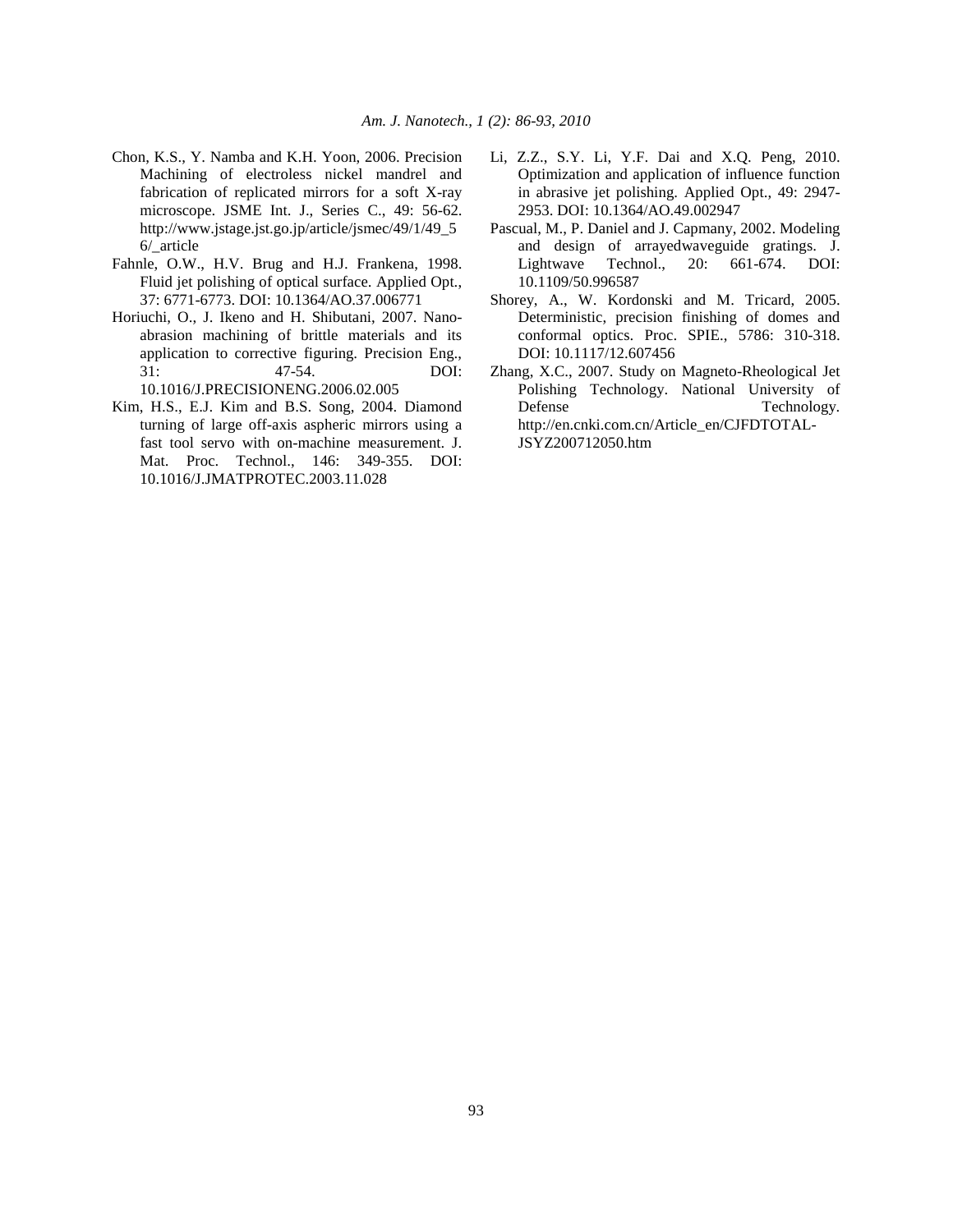Chon, K.S., Y. Namba and K.H. Yoon, 2006. Precision Machining of electroless nickel mandrel and fabrication of replicated mirrors for a soft X-ray microscope. JSME Int. J., Series C., 49: 56-62. http://www.jstage.jst.go.jp/article/jsmec/49/1/49_56/_article

Fahnle, O.W., H.V. Brug and H.J. Frankena, 1998. Fluid jet polishing of optical surface. Applied Opt., 37: 6771-6773. DOI: 10.1364/AO.37.006771

Horiuchi, O., J. Ikeno and H. Shibutani, 2007. Nano-abrasion machining of brittle materials and its application to corrective figuring. Precision Eng., 31: 47-54. DOI: 10.1016/J.PRECISIONENG.2006.02.005

Kim, H.S., E.J. Kim and B.S. Song, 2004. Diamond turning of large off-axis aspheric mirrors using a fast tool servo with on-machine measurement. J. Mat. Proc. Technol., 146: 349-355. DOI: 10.1016/J.JMATPROTEC.2003.11.028

Li, Z.Z., S.Y. Li, Y.F. Dai and X.Q. Peng, 2010. Optimization and application of influence function in abrasive jet polishing. Applied Opt., 49: 2947-2953. DOI: 10.1364/AO.49.002947

Pascual, M., P. Daniel and J. Capmany, 2002. Modeling and design of arrayedwaveguide gratings. J. Lightwave Technol., 20: 661-674. DOI: 10.1109/50.996587

Shorey, A., W. Kordonski and M. Tricard, 2005. Deterministic, precision finishing of domes and conformal optics. Proc. SPIE., 5786: 310-318. DOI: 10.1117/12.607456

Zhang, X.C., 2007. Study on Magneto-Rheological Jet Polishing Technology. National University of Defense Technology. http://en.cnki.com.cn/Article_en/CJFDTOTAL-JSYZ200712050.htm